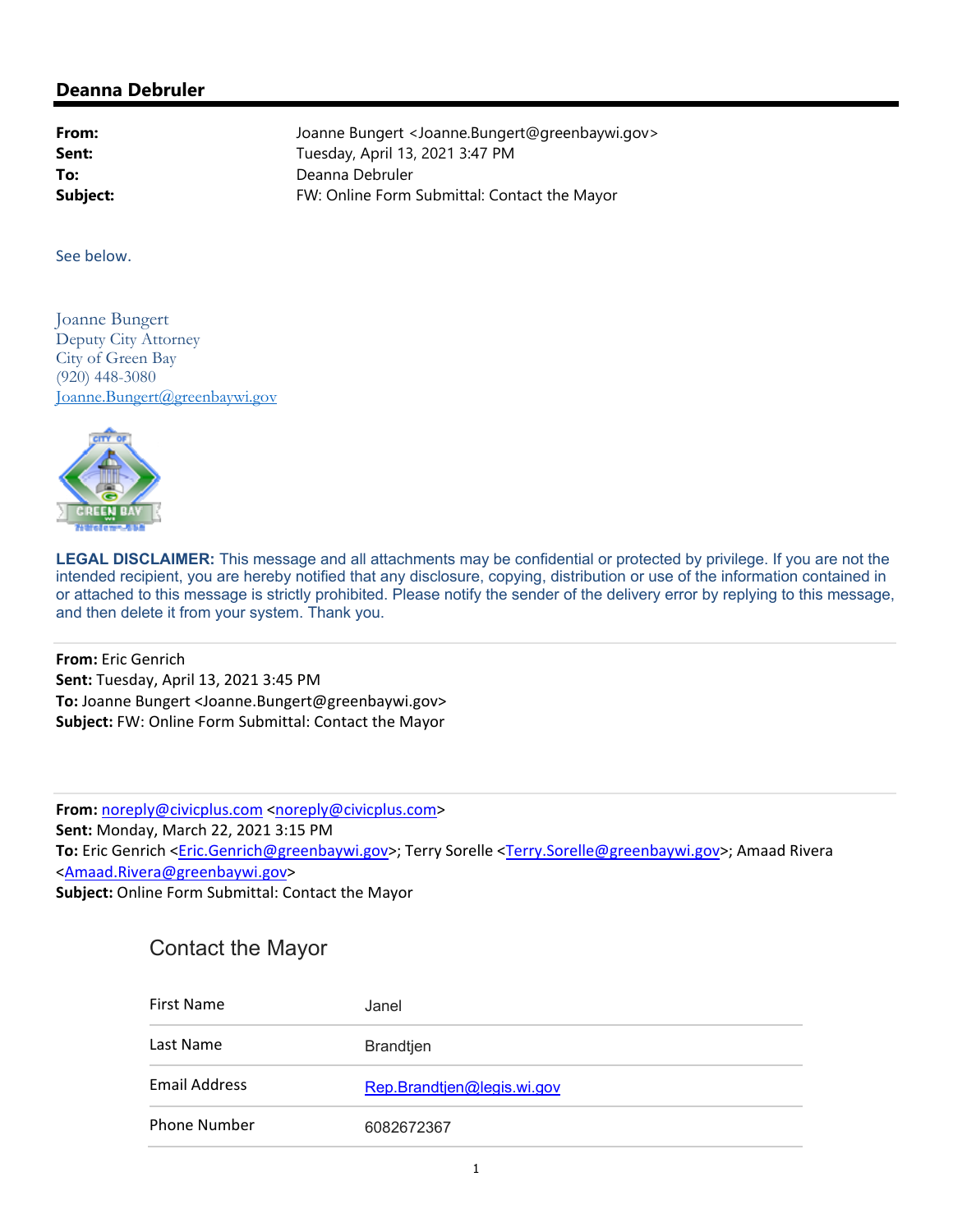## Deanna Debruler

---

**From:** Joanne Bungert <Joanne.Bungert@greenbaywi.gov>
**Sent:** Tuesday, April 13, 2021 3:47 PM
**To:** Deanna Debruler
**Subject:** FW: Online Form Submittal: Contact the Mayor

See below.

Joanne Bungert
Deputy City Attorney
City of Green Bay
(920) 448-3080
Joanne.Bungert@greenbaywi.gov

**LEGAL DISCLAIMER:** This message and all attachments may be confidential or protected by privilege. If you are not the intended recipient, you are hereby notified that any disclosure, copying, distribution or use of the information contained in or attached to this message is strictly prohibited. Please notify the sender of the delivery error by replying to this message, and then delete it from your system. Thank you.

---

**From:** Eric Genrich
**Sent:** Tuesday, April 13, 2021 3:45 PM
**To:** Joanne Bungert <Joanne.Bungert@greenbaywi.gov>
**Subject:** FW: Online Form Submittal: Contact the Mayor

---

**From:** noreply@civicplus.com <noreply@civicplus.com>
**Sent:** Monday, March 22, 2021 3:15 PM
**To:** Eric Genrich <Eric.Genrich@greenbaywi.gov>; Terry Sorelle <Terry.Sorelle@greenbaywi.gov>; Amaad Rivera <Amaad.Rivera@greenbaywi.gov>
**Subject:** Online Form Submittal: Contact the Mayor

### Contact the Mayor

| | |
|---|---|
| First Name | Janel |
| Last Name | Brandtjen |
| Email Address | Rep.Brandtjen@legis.wi.gov |
| Phone Number | 6082672367 |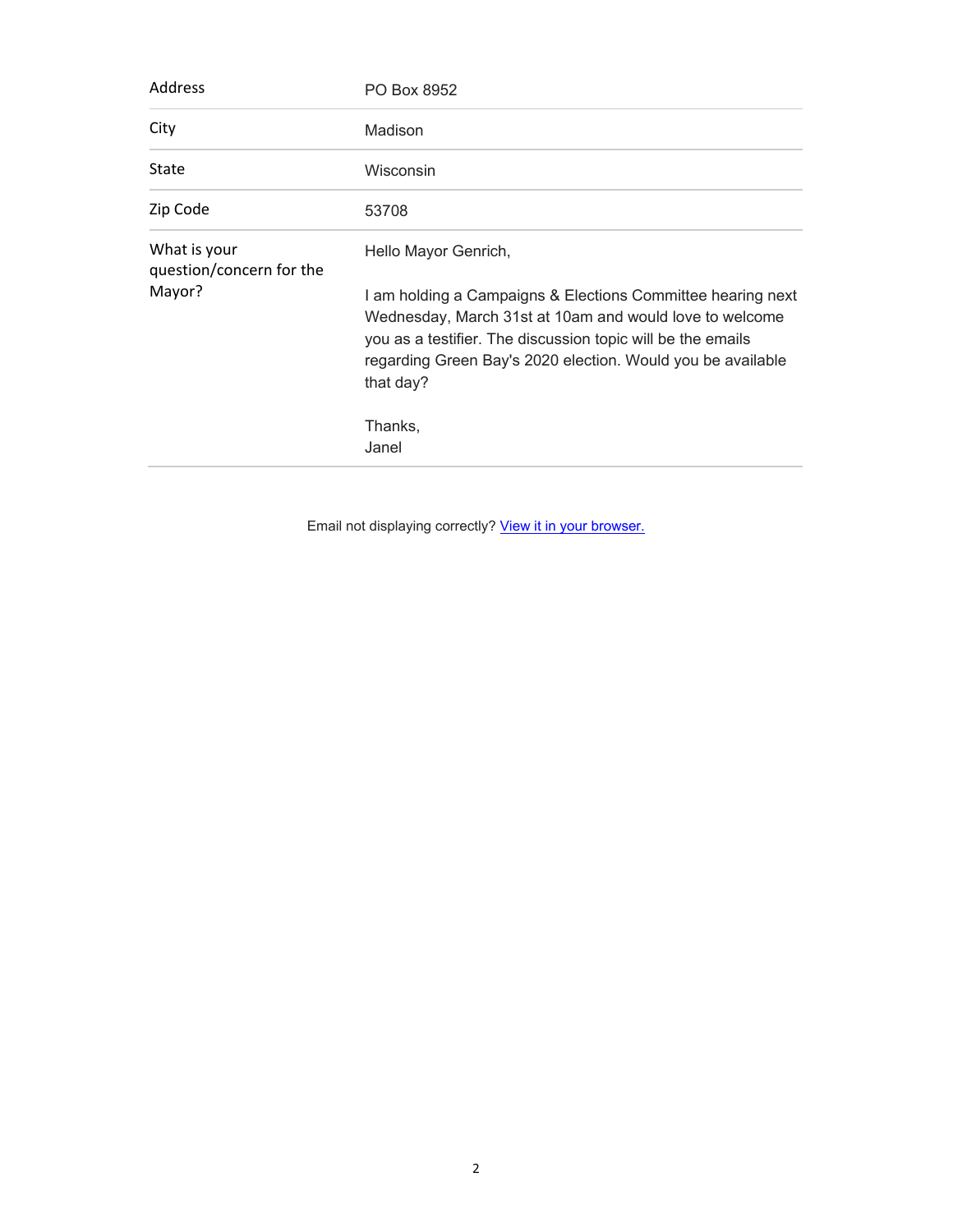| | |
|---|---|
| Address | PO Box 8952 |
| City | Madison |
| State | Wisconsin |
| Zip Code | 53708 |
| What is your question/concern for the Mayor? | Hello Mayor Genrich,<br><br>I am holding a Campaigns & Elections Committee hearing next Wednesday, March 31st at 10am and would love to welcome you as a testifier. The discussion topic will be the emails regarding Green Bay's 2020 election. Would you be available that day?<br><br>Thanks,<br>Janel |

Email not displaying correctly? [View it in your browser.]()